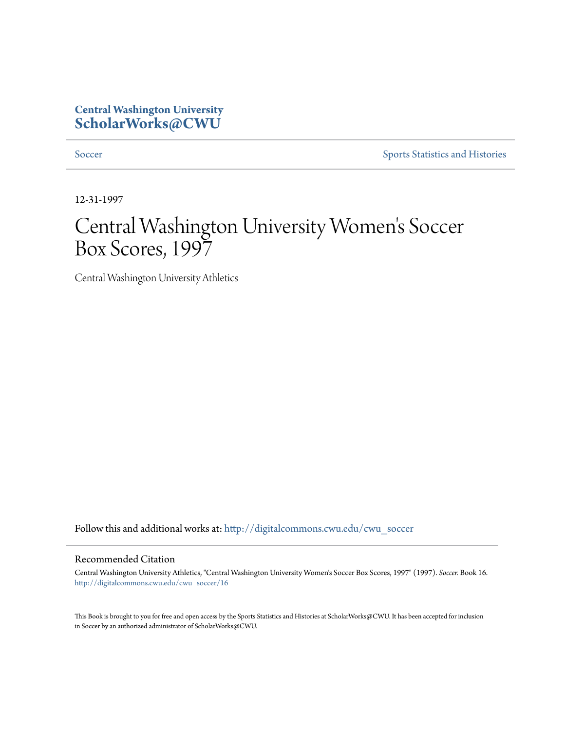**Central Washington University**
**ScholarWorks@CWU**

Soccer | Sports Statistics and Histories

12-31-1997

# Central Washington University Women's Soccer Box Scores, 1997

Central Washington University Athletics

Follow this and additional works at: http://digitalcommons.cwu.edu/cwu_soccer

## Recommended Citation

Central Washington University Athletics, "Central Washington University Women's Soccer Box Scores, 1997" (1997). *Soccer.* Book 16.
http://digitalcommons.cwu.edu/cwu_soccer/16

This Book is brought to you for free and open access by the Sports Statistics and Histories at ScholarWorks@CWU. It has been accepted for inclusion in Soccer by an authorized administrator of ScholarWorks@CWU.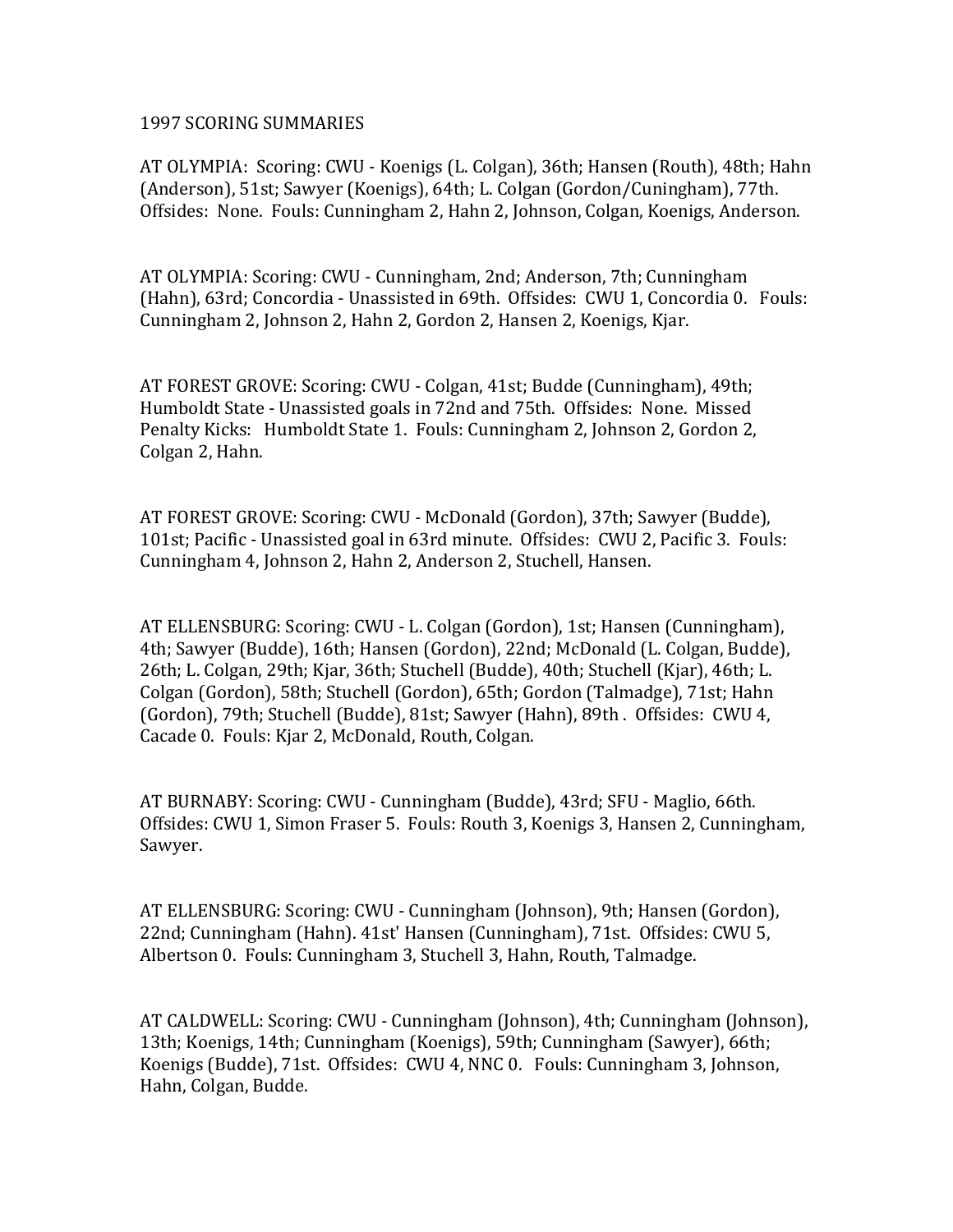1997 SCORING SUMMARIES

AT OLYMPIA: Scoring: CWU - Koenigs (L. Colgan), 36th; Hansen (Routh), 48th; Hahn (Anderson), 51st; Sawyer (Koenigs), 64th; L. Colgan (Gordon/Cuningham), 77th. Offsides: None. Fouls: Cunningham 2, Hahn 2, Johnson, Colgan, Koenigs, Anderson.

AT OLYMPIA: Scoring: CWU - Cunningham, 2nd; Anderson, 7th; Cunningham (Hahn), 63rd; Concordia - Unassisted in 69th. Offsides: CWU 1, Concordia 0. Fouls: Cunningham 2, Johnson 2, Hahn 2, Gordon 2, Hansen 2, Koenigs, Kjar.

AT FOREST GROVE: Scoring: CWU - Colgan, 41st; Budde (Cunningham), 49th; Humboldt State - Unassisted goals in 72nd and 75th. Offsides: None. Missed Penalty Kicks: Humboldt State 1. Fouls: Cunningham 2, Johnson 2, Gordon 2, Colgan 2, Hahn.

AT FOREST GROVE: Scoring: CWU - McDonald (Gordon), 37th; Sawyer (Budde), 101st; Pacific - Unassisted goal in 63rd minute. Offsides: CWU 2, Pacific 3. Fouls: Cunningham 4, Johnson 2, Hahn 2, Anderson 2, Stuchell, Hansen.

AT ELLENSBURG: Scoring: CWU - L. Colgan (Gordon), 1st; Hansen (Cunningham), 4th; Sawyer (Budde), 16th; Hansen (Gordon), 22nd; McDonald (L. Colgan, Budde), 26th; L. Colgan, 29th; Kjar, 36th; Stuchell (Budde), 40th; Stuchell (Kjar), 46th; L. Colgan (Gordon), 58th; Stuchell (Gordon), 65th; Gordon (Talmadge), 71st; Hahn (Gordon), 79th; Stuchell (Budde), 81st; Sawyer (Hahn), 89th . Offsides: CWU 4, Cacade 0. Fouls: Kjar 2, McDonald, Routh, Colgan.

AT BURNABY: Scoring: CWU - Cunningham (Budde), 43rd; SFU - Maglio, 66th. Offsides: CWU 1, Simon Fraser 5. Fouls: Routh 3, Koenigs 3, Hansen 2, Cunningham, Sawyer.

AT ELLENSBURG: Scoring: CWU - Cunningham (Johnson), 9th; Hansen (Gordon), 22nd; Cunningham (Hahn). 41st' Hansen (Cunningham), 71st. Offsides: CWU 5, Albertson 0. Fouls: Cunningham 3, Stuchell 3, Hahn, Routh, Talmadge.

AT CALDWELL: Scoring: CWU - Cunningham (Johnson), 4th; Cunningham (Johnson), 13th; Koenigs, 14th; Cunningham (Koenigs), 59th; Cunningham (Sawyer), 66th; Koenigs (Budde), 71st. Offsides: CWU 4, NNC 0. Fouls: Cunningham 3, Johnson, Hahn, Colgan, Budde.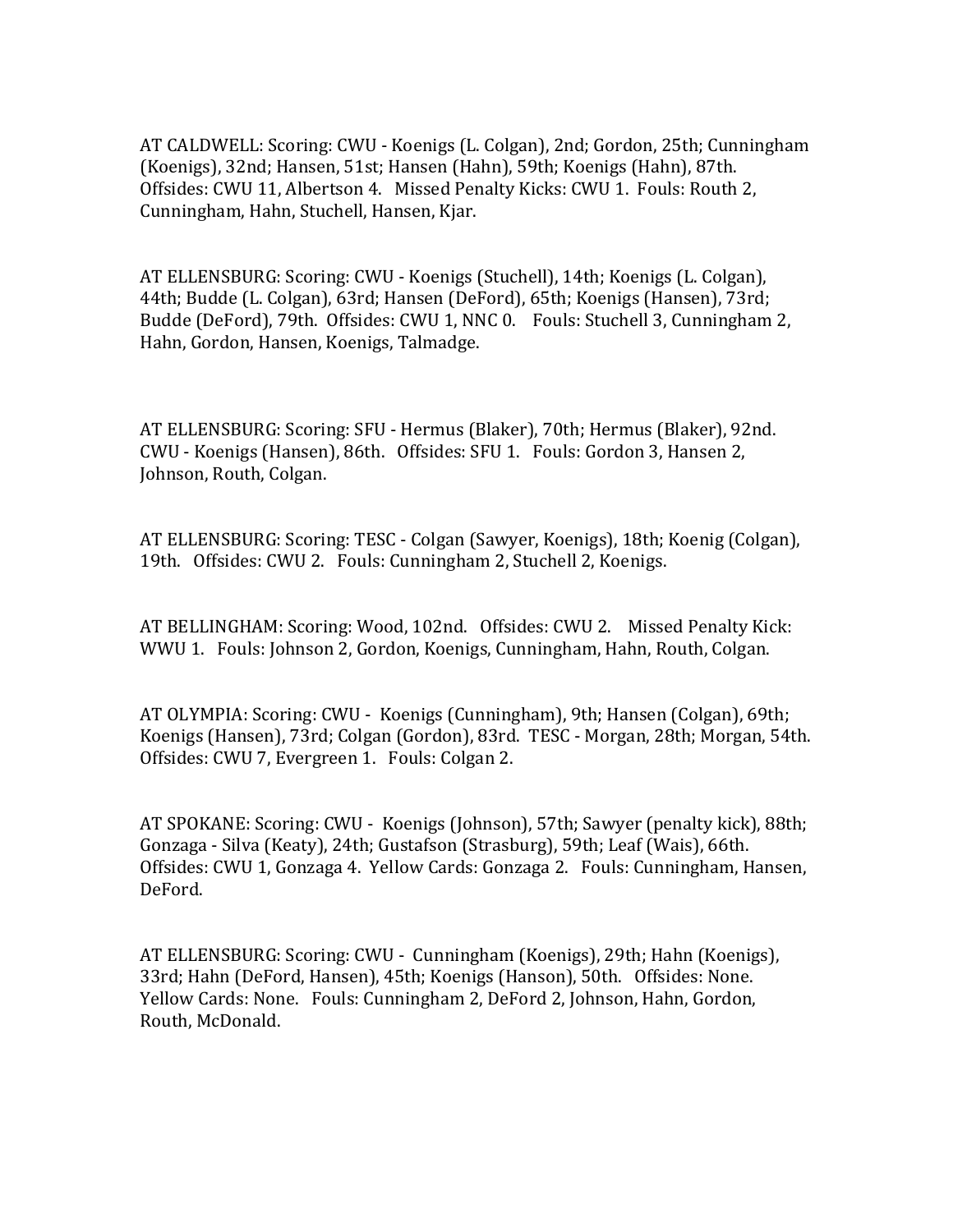AT CALDWELL: Scoring: CWU - Koenigs (L. Colgan), 2nd; Gordon, 25th; Cunningham (Koenigs), 32nd; Hansen, 51st; Hansen (Hahn), 59th; Koenigs (Hahn), 87th. Offsides: CWU 11, Albertson 4. Missed Penalty Kicks: CWU 1. Fouls: Routh 2, Cunningham, Hahn, Stuchell, Hansen, Kjar.

AT ELLENSBURG: Scoring: CWU - Koenigs (Stuchell), 14th; Koenigs (L. Colgan), 44th; Budde (L. Colgan), 63rd; Hansen (DeFord), 65th; Koenigs (Hansen), 73rd; Budde (DeFord), 79th. Offsides: CWU 1, NNC 0. Fouls: Stuchell 3, Cunningham 2, Hahn, Gordon, Hansen, Koenigs, Talmadge.

AT ELLENSBURG: Scoring: SFU - Hermus (Blaker), 70th; Hermus (Blaker), 92nd. CWU - Koenigs (Hansen), 86th. Offsides: SFU 1. Fouls: Gordon 3, Hansen 2, Johnson, Routh, Colgan.

AT ELLENSBURG: Scoring: TESC - Colgan (Sawyer, Koenigs), 18th; Koenig (Colgan), 19th. Offsides: CWU 2. Fouls: Cunningham 2, Stuchell 2, Koenigs.

AT BELLINGHAM: Scoring: Wood, 102nd. Offsides: CWU 2. Missed Penalty Kick: WWU 1. Fouls: Johnson 2, Gordon, Koenigs, Cunningham, Hahn, Routh, Colgan.

AT OLYMPIA: Scoring: CWU - Koenigs (Cunningham), 9th; Hansen (Colgan), 69th; Koenigs (Hansen), 73rd; Colgan (Gordon), 83rd. TESC - Morgan, 28th; Morgan, 54th. Offsides: CWU 7, Evergreen 1. Fouls: Colgan 2.

AT SPOKANE: Scoring: CWU - Koenigs (Johnson), 57th; Sawyer (penalty kick), 88th; Gonzaga - Silva (Keaty), 24th; Gustafson (Strasburg), 59th; Leaf (Wais), 66th. Offsides: CWU 1, Gonzaga 4. Yellow Cards: Gonzaga 2. Fouls: Cunningham, Hansen, DeFord.

AT ELLENSBURG: Scoring: CWU - Cunningham (Koenigs), 29th; Hahn (Koenigs), 33rd; Hahn (DeFord, Hansen), 45th; Koenigs (Hanson), 50th. Offsides: None. Yellow Cards: None. Fouls: Cunningham 2, DeFord 2, Johnson, Hahn, Gordon, Routh, McDonald.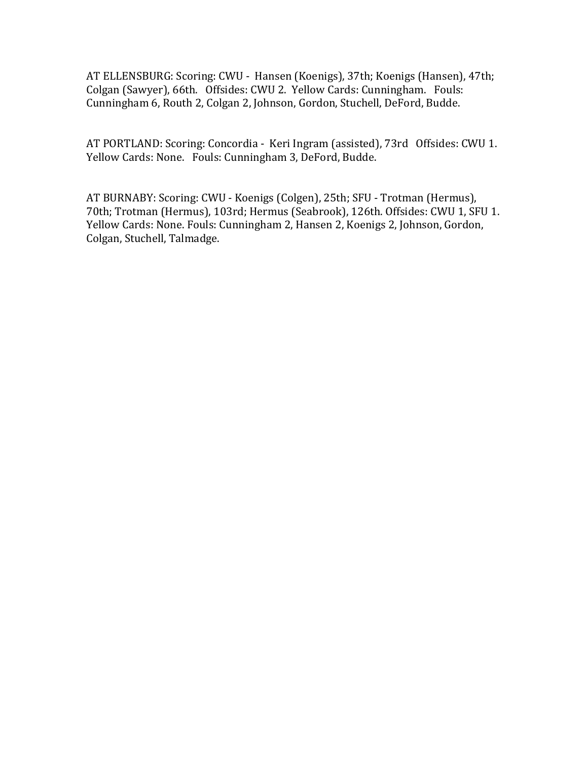AT ELLENSBURG: Scoring: CWU - Hansen (Koenigs), 37th; Koenigs (Hansen), 47th; Colgan (Sawyer), 66th. Offsides: CWU 2. Yellow Cards: Cunningham. Fouls: Cunningham 6, Routh 2, Colgan 2, Johnson, Gordon, Stuchell, DeFord, Budde.

AT PORTLAND: Scoring: Concordia - Keri Ingram (assisted), 73rd Offsides: CWU 1. Yellow Cards: None. Fouls: Cunningham 3, DeFord, Budde.

AT BURNABY: Scoring: CWU - Koenigs (Colgen), 25th; SFU - Trotman (Hermus), 70th; Trotman (Hermus), 103rd; Hermus (Seabrook), 126th. Offsides: CWU 1, SFU 1. Yellow Cards: None. Fouls: Cunningham 2, Hansen 2, Koenigs 2, Johnson, Gordon, Colgan, Stuchell, Talmadge.